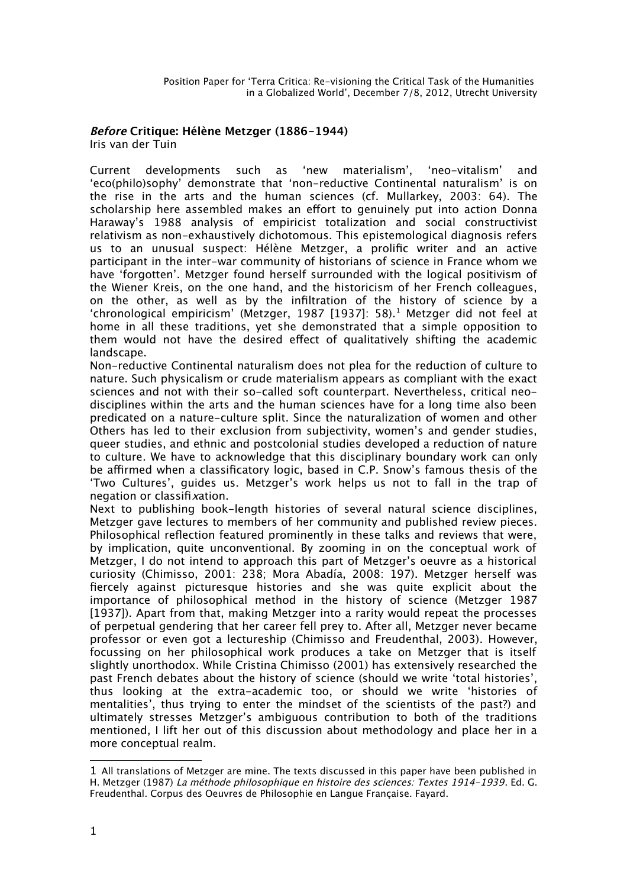Position Paper for 'Terra Critica: Re-visioning the Critical Task of the Humanities in a Globalized World', December 7/8, 2012, Utrecht University

# ***Before*** **Critique: Hélène Metzger (1886-1944)**

Iris van der Tuin

Current developments such as 'new materialism', 'neo-vitalism' and 'eco(philo)sophy' demonstrate that 'non-reductive Continental naturalism' is on the rise in the arts and the human sciences (cf. Mullarkey, 2003: 64). The scholarship here assembled makes an effort to genuinely put into action Donna Haraway's 1988 analysis of empiricist totalization and social constructivist relativism as non-exhaustively dichotomous. This epistemological diagnosis refers us to an unusual suspect: Hélène Metzger, a prolific writer and an active participant in the inter-war community of historians of science in France whom we have 'forgotten'. Metzger found herself surrounded with the logical positivism of the Wiener Kreis, on the one hand, and the historicism of her French colleagues, on the other, as well as by the infiltration of the history of science by a 'chronological empiricism' (Metzger, 1987 [1937]: 58).[1] Metzger did not feel at home in all these traditions, yet she demonstrated that a simple opposition to them would not have the desired effect of qualitatively shifting the academic landscape.

Non-reductive Continental naturalism does not plea for the reduction of culture to nature. Such physicalism or crude materialism appears as compliant with the exact sciences and not with their so-called soft counterpart. Nevertheless, critical neo-disciplines within the arts and the human sciences have for a long time also been predicated on a nature-culture split. Since the naturalization of women and other Others has led to their exclusion from subjectivity, women's and gender studies, queer studies, and ethnic and postcolonial studies developed a reduction of nature to culture. We have to acknowledge that this disciplinary boundary work can only be affirmed when a classificatory logic, based in C.P. Snow's famous thesis of the 'Two Cultures', guides us. Metzger's work helps us not to fall in the trap of negation or classifi*x*ation.

Next to publishing book-length histories of several natural science disciplines, Metzger gave lectures to members of her community and published review pieces. Philosophical reflection featured prominently in these talks and reviews that were, by implication, quite unconventional. By zooming in on the conceptual work of Metzger, I do not intend to approach this part of Metzger's oeuvre as a historical curiosity (Chimisso, 2001: 238; Mora Abadía, 2008: 197). Metzger herself was fiercely against picturesque histories and she was quite explicit about the importance of philosophical method in the history of science (Metzger 1987 [1937]). Apart from that, making Metzger into a rarity would repeat the processes of perpetual gendering that her career fell prey to. After all, Metzger never became professor or even got a lectureship (Chimisso and Freudenthal, 2003). However, focussing on her philosophical work produces a take on Metzger that is itself slightly unorthodox. While Cristina Chimisso (2001) has extensively researched the past French debates about the history of science (should we write 'total histories', thus looking at the extra-academic too, or should we write 'histories of mentalities', thus trying to enter the mindset of the scientists of the past?) and ultimately stresses Metzger's ambiguous contribution to both of the traditions mentioned, I lift her out of this discussion about methodology and place her in a more conceptual realm.

---

1 All translations of Metzger are mine. The texts discussed in this paper have been published in H. Metzger (1987) *La méthode philosophique en histoire des sciences: Textes 1914-1939*. Ed. G. Freudenthal. Corpus des Oeuvres de Philosophie en Langue Française. Fayard.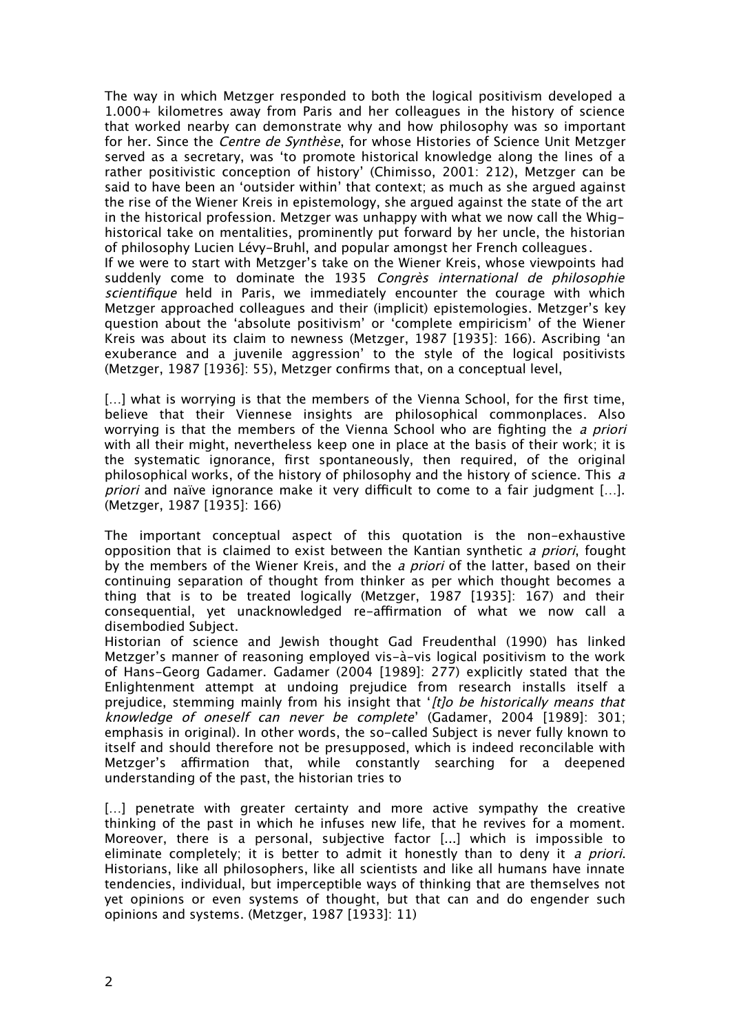The way in which Metzger responded to both the logical positivism developed a 1.000+ kilometres away from Paris and her colleagues in the history of science that worked nearby can demonstrate why and how philosophy was so important for her. Since the *Centre de Synthèse*, for whose Histories of Science Unit Metzger served as a secretary, was 'to promote historical knowledge along the lines of a rather positivistic conception of history' (Chimisso, 2001: 212), Metzger can be said to have been an 'outsider within' that context; as much as she argued against the rise of the Wiener Kreis in epistemology, she argued against the state of the art in the historical profession. Metzger was unhappy with what we now call the Whig-historical take on mentalities, prominently put forward by her uncle, the historian of philosophy Lucien Lévy-Bruhl, and popular amongst her French colleagues.

If we were to start with Metzger's take on the Wiener Kreis, whose viewpoints had suddenly come to dominate the 1935 *Congrès international de philosophie scientifique* held in Paris, we immediately encounter the courage with which Metzger approached colleagues and their (implicit) epistemologies. Metzger's key question about the 'absolute positivism' or 'complete empiricism' of the Wiener Kreis was about its claim to newness (Metzger, 1987 [1935]: 166). Ascribing 'an exuberance and a juvenile aggression' to the style of the logical positivists (Metzger, 1987 [1936]: 55), Metzger confirms that, on a conceptual level,

> [...] what is worrying is that the members of the Vienna School, for the first time, believe that their Viennese insights are philosophical commonplaces. Also worrying is that the members of the Vienna School who are fighting the *a priori* with all their might, nevertheless keep one in place at the basis of their work; it is the systematic ignorance, first spontaneously, then required, of the original philosophical works, of the history of philosophy and the history of science. This *a priori* and naïve ignorance make it very difficult to come to a fair judgment [...]. (Metzger, 1987 [1935]: 166)

The important conceptual aspect of this quotation is the non-exhaustive opposition that is claimed to exist between the Kantian synthetic *a priori*, fought by the members of the Wiener Kreis, and the *a priori* of the latter, based on their continuing separation of thought from thinker as per which thought becomes a thing that is to be treated logically (Metzger, 1987 [1935]: 167) and their consequential, yet unacknowledged re-affirmation of what we now call a disembodied Subject.

Historian of science and Jewish thought Gad Freudenthal (1990) has linked Metzger's manner of reasoning employed vis-à-vis logical positivism to the work of Hans-Georg Gadamer. Gadamer (2004 [1989]: 277) explicitly stated that the Enlightenment attempt at undoing prejudice from research installs itself a prejudice, stemming mainly from his insight that '*[t]o be historically means that knowledge of oneself can never be complete*' (Gadamer, 2004 [1989]: 301; emphasis in original). In other words, the so-called Subject is never fully known to itself and should therefore not be presupposed, which is indeed reconcilable with Metzger's affirmation that, while constantly searching for a deepened understanding of the past, the historian tries to

> [...] penetrate with greater certainty and more active sympathy the creative thinking of the past in which he infuses new life, that he revives for a moment. Moreover, there is a personal, subjective factor [...] which is impossible to eliminate completely; it is better to admit it honestly than to deny it *a priori*. Historians, like all philosophers, like all scientists and like all humans have innate tendencies, individual, but imperceptible ways of thinking that are themselves not yet opinions or even systems of thought, but that can and do engender such opinions and systems. (Metzger, 1987 [1933]: 11)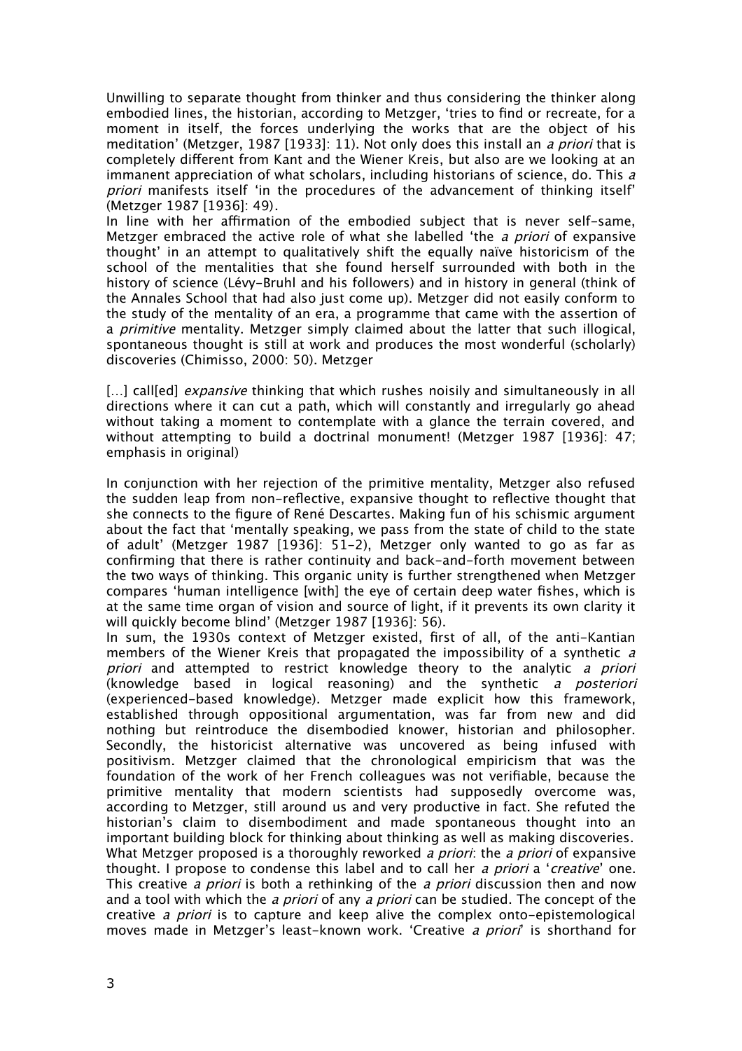Unwilling to separate thought from thinker and thus considering the thinker along embodied lines, the historian, according to Metzger, 'tries to find or recreate, for a moment in itself, the forces underlying the works that are the object of his meditation' (Metzger, 1987 [1933]: 11). Not only does this install an *a priori* that is completely different from Kant and the Wiener Kreis, but also are we looking at an immanent appreciation of what scholars, including historians of science, do. This *a priori* manifests itself 'in the procedures of the advancement of thinking itself' (Metzger 1987 [1936]: 49).

In line with her affirmation of the embodied subject that is never self-same, Metzger embraced the active role of what she labelled 'the *a priori* of expansive thought' in an attempt to qualitatively shift the equally naïve historicism of the school of the mentalities that she found herself surrounded with both in the history of science (Lévy-Bruhl and his followers) and in history in general (think of the Annales School that had also just come up). Metzger did not easily conform to the study of the mentality of an era, a programme that came with the assertion of a *primitive* mentality. Metzger simply claimed about the latter that such illogical, spontaneous thought is still at work and produces the most wonderful (scholarly) discoveries (Chimisso, 2000: 50). Metzger

> [...] call[ed] *expansive* thinking that which rushes noisily and simultaneously in all directions where it can cut a path, which will constantly and irregularly go ahead without taking a moment to contemplate with a glance the terrain covered, and without attempting to build a doctrinal monument! (Metzger 1987 [1936]: 47; emphasis in original)

In conjunction with her rejection of the primitive mentality, Metzger also refused the sudden leap from non-reflective, expansive thought to reflective thought that she connects to the figure of René Descartes. Making fun of his schismic argument about the fact that 'mentally speaking, we pass from the state of child to the state of adult' (Metzger 1987 [1936]: 51–2), Metzger only wanted to go as far as confirming that there is rather continuity and back-and-forth movement between the two ways of thinking. This organic unity is further strengthened when Metzger compares 'human intelligence [with] the eye of certain deep water fishes, which is at the same time organ of vision and source of light, if it prevents its own clarity it will quickly become blind' (Metzger 1987 [1936]: 56).

In sum, the 1930s context of Metzger existed, first of all, of the anti-Kantian members of the Wiener Kreis that propagated the impossibility of a synthetic *a priori* and attempted to restrict knowledge theory to the analytic *a priori* (knowledge based in logical reasoning) and the synthetic *a posteriori* (experienced-based knowledge). Metzger made explicit how this framework, established through oppositional argumentation, was far from new and did nothing but reintroduce the disembodied knower, historian and philosopher. Secondly, the historicist alternative was uncovered as being infused with positivism. Metzger claimed that the chronological empiricism that was the foundation of the work of her French colleagues was not verifiable, because the primitive mentality that modern scientists had supposedly overcome was, according to Metzger, still around us and very productive in fact. She refuted the historian's claim to disembodiment and made spontaneous thought into an important building block for thinking about thinking as well as making discoveries. What Metzger proposed is a thoroughly reworked *a priori*: the *a priori* of expansive thought. I propose to condense this label and to call her *a priori* a '*creative*' one. This creative *a priori* is both a rethinking of the *a priori* discussion then and now and a tool with which the *a priori* of any *a priori* can be studied. The concept of the creative *a priori* is to capture and keep alive the complex onto-epistemological moves made in Metzger's least-known work. 'Creative *a priori*' is shorthand for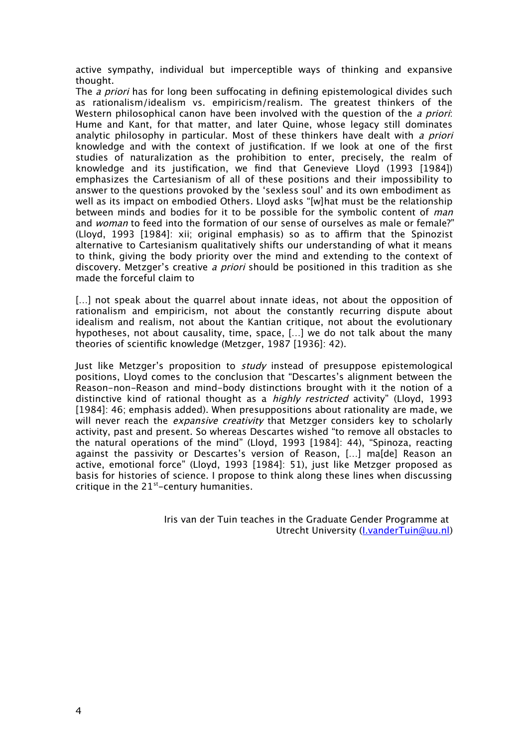active sympathy, individual but imperceptible ways of thinking and expansive thought.

The *a priori* has for long been suffocating in defining epistemological divides such as rationalism/idealism vs. empiricism/realism. The greatest thinkers of the Western philosophical canon have been involved with the question of the *a priori*: Hume and Kant, for that matter, and later Quine, whose legacy still dominates analytic philosophy in particular. Most of these thinkers have dealt with *a priori* knowledge and with the context of justification. If we look at one of the first studies of naturalization as the prohibition to enter, precisely, the realm of knowledge and its justification, we find that Genevieve Lloyd (1993 [1984]) emphasizes the Cartesianism of all of these positions and their impossibility to answer to the questions provoked by the 'sexless soul' and its own embodiment as well as its impact on embodied Others. Lloyd asks "[w]hat must be the relationship between minds and bodies for it to be possible for the symbolic content of *man* and *woman* to feed into the formation of our sense of ourselves as male or female?" (Lloyd, 1993 [1984]: xii; original emphasis) so as to affirm that the Spinozist alternative to Cartesianism qualitatively shifts our understanding of what it means to think, giving the body priority over the mind and extending to the context of discovery. Metzger's creative *a priori* should be positioned in this tradition as she made the forceful claim to

> [...] not speak about the quarrel about innate ideas, not about the opposition of rationalism and empiricism, not about the constantly recurring dispute about idealism and realism, not about the Kantian critique, not about the evolutionary hypotheses, not about causality, time, space, [...] we do not talk about the many theories of scientific knowledge (Metzger, 1987 [1936]: 42).

Just like Metzger's proposition to *study* instead of presuppose epistemological positions, Lloyd comes to the conclusion that "Descartes's alignment between the Reason-non-Reason and mind-body distinctions brought with it the notion of a distinctive kind of rational thought as a *highly restricted* activity" (Lloyd, 1993 [1984]: 46; emphasis added). When presuppositions about rationality are made, we will never reach the *expansive creativity* that Metzger considers key to scholarly activity, past and present. So whereas Descartes wished "to remove all obstacles to the natural operations of the mind" (Lloyd, 1993 [1984]: 44), "Spinoza, reacting against the passivity or Descartes's version of Reason, [...] ma[de] Reason an active, emotional force" (Lloyd, 1993 [1984]: 51), just like Metzger proposed as basis for histories of science. I propose to think along these lines when discussing critique in the 21st-century humanities.

Iris van der Tuin teaches in the Graduate Gender Programme at Utrecht University (I.vanderTuin@uu.nl)